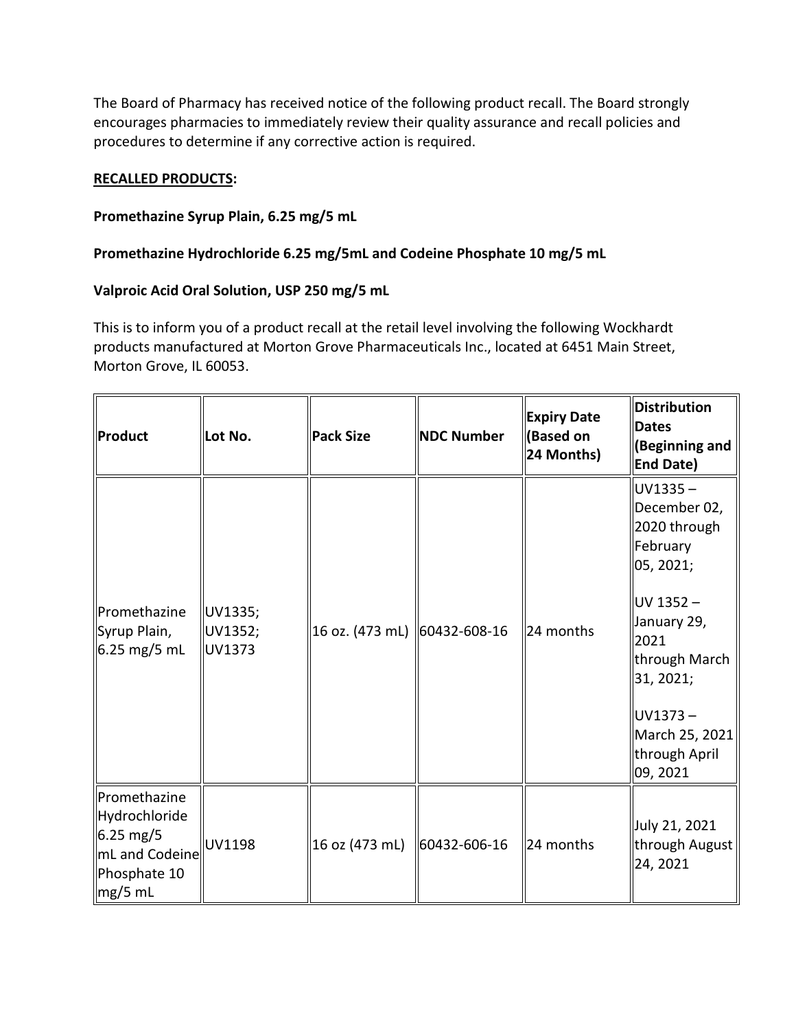The Board of Pharmacy has received notice of the following product recall. The Board strongly encourages pharmacies to immediately review their quality assurance and recall policies and procedures to determine if any corrective action is required.

**RECALLED PRODUCTS:**

**Promethazine Syrup Plain, 6.25 mg/5 mL**

**Promethazine Hydrochloride 6.25 mg/5mL and Codeine Phosphate 10 mg/5 mL**

**Valproic Acid Oral Solution, USP 250 mg/5 mL**

This is to inform you of a product recall at the retail level involving the following Wockhardt products manufactured at Morton Grove Pharmaceuticals Inc., located at 6451 Main Street, Morton Grove, IL 60053.

| Product | Lot No. | Pack Size | NDC Number | Expiry Date (Based on 24 Months) | Distribution Dates (Beginning and End Date) |
|---|---|---|---|---|---|
| Promethazine Syrup Plain, 6.25 mg/5 mL | UV1335; UV1352; UV1373 | 16 oz. (473 mL) | 60432-608-16 | 24 months | UV1335 – December 02, 2020 through February 05, 2021; UV 1352 – January 29, 2021 through March 31, 2021; UV1373 – March 25, 2021 through April 09, 2021 |
| Promethazine Hydrochloride 6.25 mg/5 mL and Codeine Phosphate 10 mg/5 mL | UV1198 | 16 oz (473 mL) | 60432-606-16 | 24 months | July 21, 2021 through August 24, 2021 |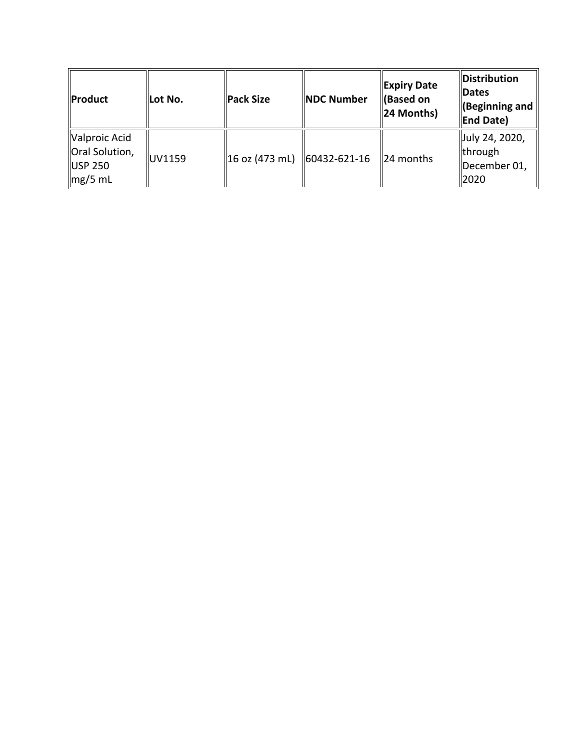| Product | Lot No. | Pack Size | NDC Number | Expiry Date (Based on 24 Months) | Distribution Dates (Beginning and End Date) |
|---|---|---|---|---|---|
| Valproic Acid Oral Solution, USP 250 mg/5 mL | UV1159 | 16 oz (473 mL) | 60432-621-16 | 24 months | July 24, 2020, through December 01, 2020 |